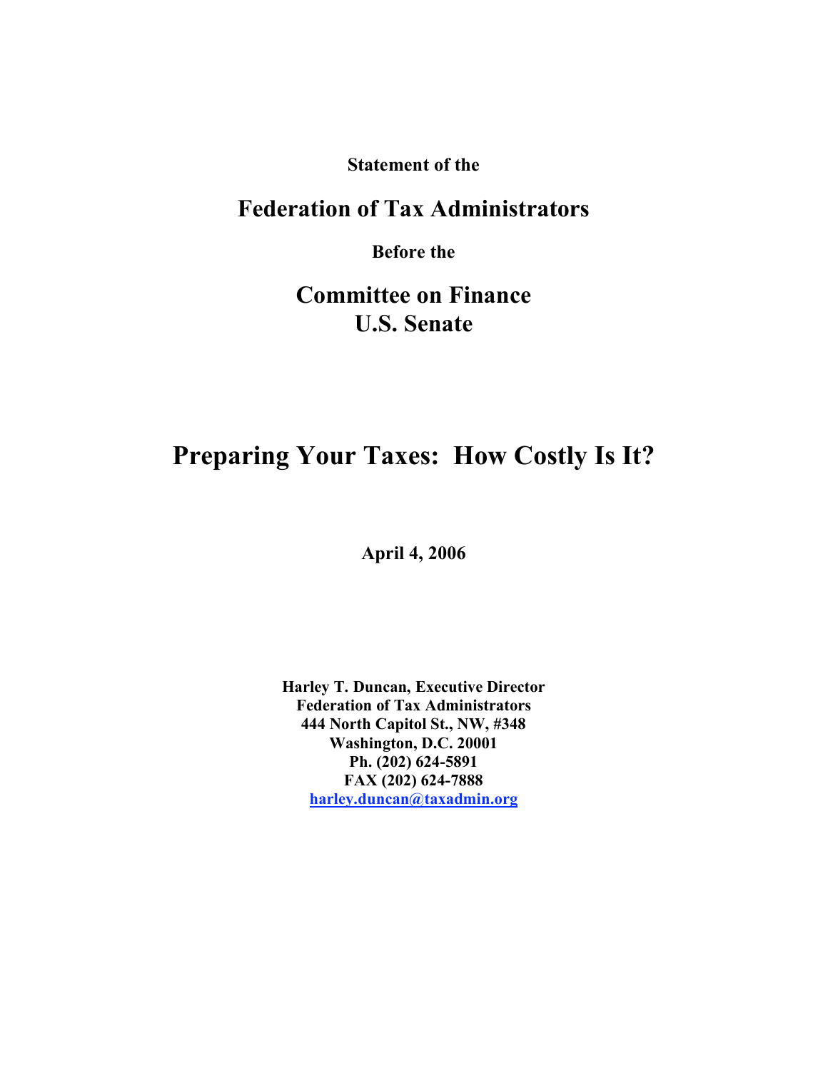**Statement of the**

## Federation of Tax Administrators

**Before the**

## Committee on Finance
## U.S. Senate

# Preparing Your Taxes: How Costly Is It?

**April 4, 2006**

**Harley T. Duncan, Executive Director**
**Federation of Tax Administrators**
**444 North Capitol St., NW, #348**
**Washington, D.C. 20001**
**Ph. (202) 624-5891**
**FAX (202) 624-7888**
**harley.duncan@taxadmin.org**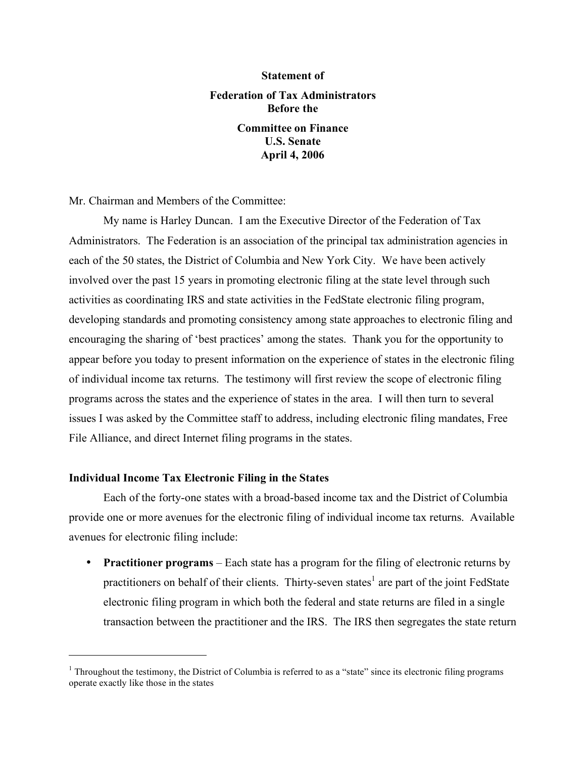**Statement of**

**Federation of Tax Administrators**
**Before the**

**Committee on Finance**
**U.S. Senate**
**April 4, 2006**

Mr. Chairman and Members of the Committee:

My name is Harley Duncan. I am the Executive Director of the Federation of Tax Administrators. The Federation is an association of the principal tax administration agencies in each of the 50 states, the District of Columbia and New York City. We have been actively involved over the past 15 years in promoting electronic filing at the state level through such activities as coordinating IRS and state activities in the FedState electronic filing program, developing standards and promoting consistency among state approaches to electronic filing and encouraging the sharing of 'best practices' among the states. Thank you for the opportunity to appear before you today to present information on the experience of states in the electronic filing of individual income tax returns. The testimony will first review the scope of electronic filing programs across the states and the experience of states in the area. I will then turn to several issues I was asked by the Committee staff to address, including electronic filing mandates, Free File Alliance, and direct Internet filing programs in the states.

### Individual Income Tax Electronic Filing in the States

Each of the forty-one states with a broad-based income tax and the District of Columbia provide one or more avenues for the electronic filing of individual income tax returns. Available avenues for electronic filing include:

- **Practitioner programs** – Each state has a program for the filing of electronic returns by practitioners on behalf of their clients. Thirty-seven states[1] are part of the joint FedState electronic filing program in which both the federal and state returns are filed in a single transaction between the practitioner and the IRS. The IRS then segregates the state return

[1] Throughout the testimony, the District of Columbia is referred to as a "state" since its electronic filing programs operate exactly like those in the states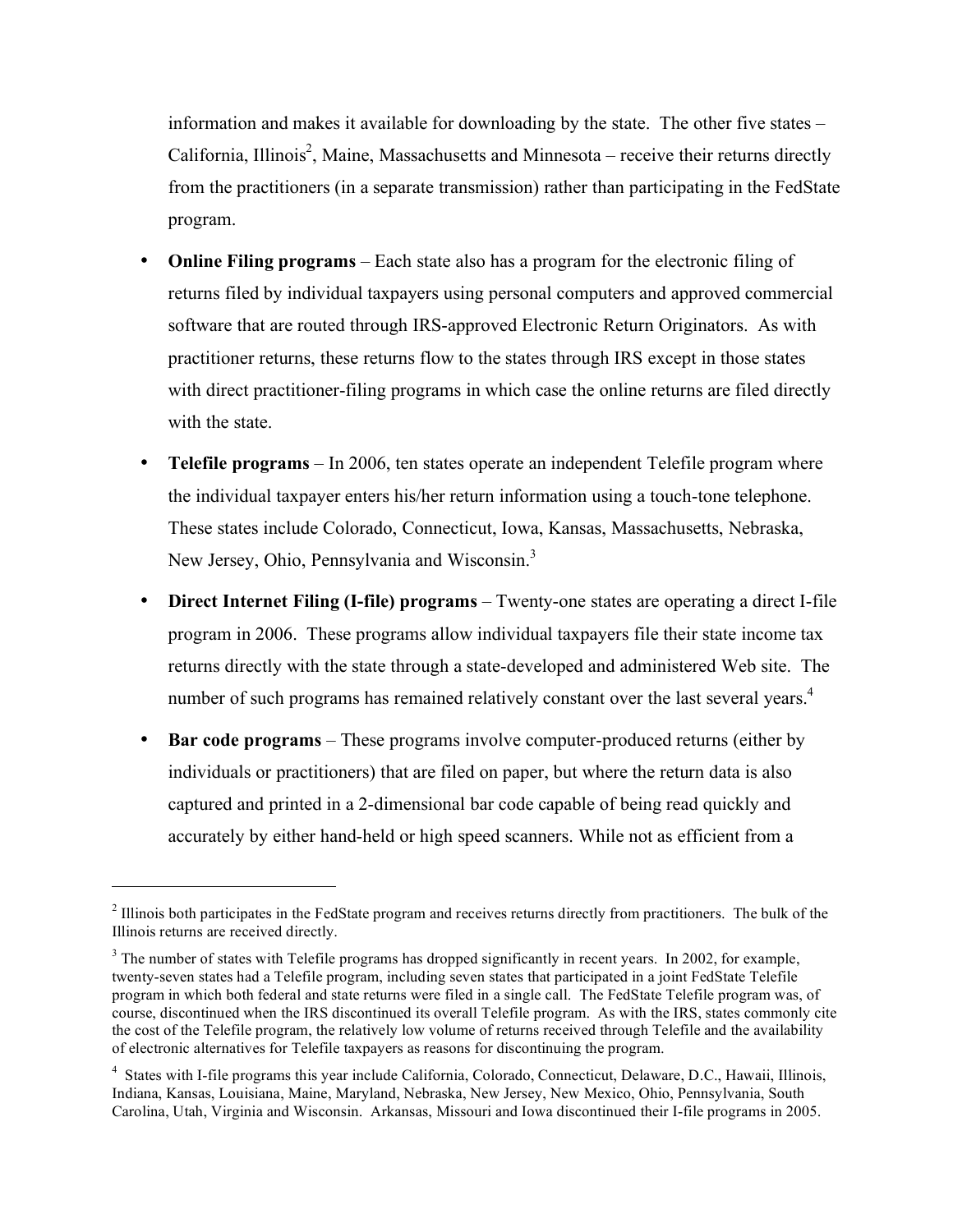information and makes it available for downloading by the state. The other five states – California, Illinois[2], Maine, Massachusetts and Minnesota – receive their returns directly from the practitioners (in a separate transmission) rather than participating in the FedState program.

- **Online Filing programs** – Each state also has a program for the electronic filing of returns filed by individual taxpayers using personal computers and approved commercial software that are routed through IRS-approved Electronic Return Originators. As with practitioner returns, these returns flow to the states through IRS except in those states with direct practitioner-filing programs in which case the online returns are filed directly with the state.

- **Telefile programs** – In 2006, ten states operate an independent Telefile program where the individual taxpayer enters his/her return information using a touch-tone telephone. These states include Colorado, Connecticut, Iowa, Kansas, Massachusetts, Nebraska, New Jersey, Ohio, Pennsylvania and Wisconsin.[3]

- **Direct Internet Filing (I-file) programs** – Twenty-one states are operating a direct I-file program in 2006. These programs allow individual taxpayers file their state income tax returns directly with the state through a state-developed and administered Web site. The number of such programs has remained relatively constant over the last several years.[4]

- **Bar code programs** – These programs involve computer-produced returns (either by individuals or practitioners) that are filed on paper, but where the return data is also captured and printed in a 2-dimensional bar code capable of being read quickly and accurately by either hand-held or high speed scanners. While not as efficient from a

---

[2] Illinois both participates in the FedState program and receives returns directly from practitioners. The bulk of the Illinois returns are received directly.

[3] The number of states with Telefile programs has dropped significantly in recent years. In 2002, for example, twenty-seven states had a Telefile program, including seven states that participated in a joint FedState Telefile program in which both federal and state returns were filed in a single call. The FedState Telefile program was, of course, discontinued when the IRS discontinued its overall Telefile program. As with the IRS, states commonly cite the cost of the Telefile program, the relatively low volume of returns received through Telefile and the availability of electronic alternatives for Telefile taxpayers as reasons for discontinuing the program.

[4] States with I-file programs this year include California, Colorado, Connecticut, Delaware, D.C., Hawaii, Illinois, Indiana, Kansas, Louisiana, Maine, Maryland, Nebraska, New Jersey, New Mexico, Ohio, Pennsylvania, South Carolina, Utah, Virginia and Wisconsin. Arkansas, Missouri and Iowa discontinued their I-file programs in 2005.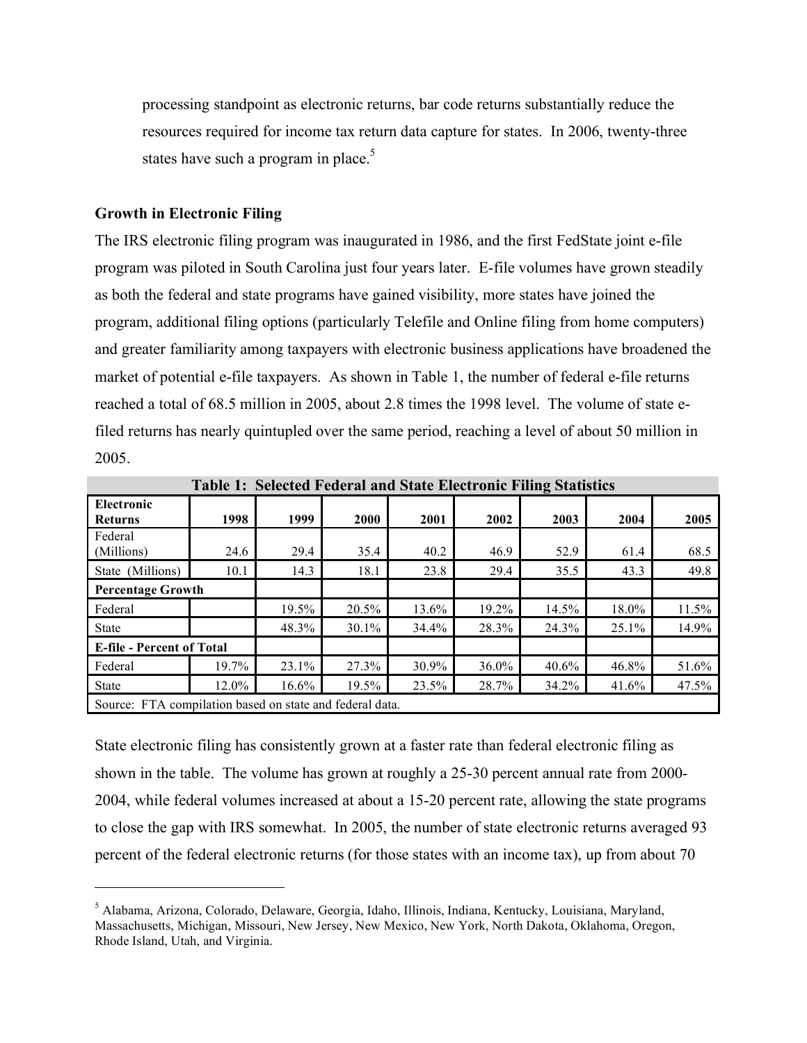processing standpoint as electronic returns, bar code returns substantially reduce the resources required for income tax return data capture for states. In 2006, twenty-three states have such a program in place.[5]

### Growth in Electronic Filing

The IRS electronic filing program was inaugurated in 1986, and the first FedState joint e-file program was piloted in South Carolina just four years later. E-file volumes have grown steadily as both the federal and state programs have gained visibility, more states have joined the program, additional filing options (particularly Telefile and Online filing from home computers) and greater familiarity among taxpayers with electronic business applications have broadened the market of potential e-file taxpayers. As shown in Table 1, the number of federal e-file returns reached a total of 68.5 million in 2005, about 2.8 times the 1998 level. The volume of state e-filed returns has nearly quintupled over the same period, reaching a level of about 50 million in 2005.

**Table 1: Selected Federal and State Electronic Filing Statistics**

| Electronic Returns | 1998 | 1999 | 2000 | 2001 | 2002 | 2003 | 2004 | 2005 |
|---|---|---|---|---|---|---|---|---|
| Federal (Millions) | 24.6 | 29.4 | 35.4 | 40.2 | 46.9 | 52.9 | 61.4 | 68.5 |
| State (Millions) | 10.1 | 14.3 | 18.1 | 23.8 | 29.4 | 35.5 | 43.3 | 49.8 |
| **Percentage Growth** | | | | | | | | |
| Federal | | 19.5% | 20.5% | 13.6% | 19.2% | 14.5% | 18.0% | 11.5% |
| State | | 48.3% | 30.1% | 34.4% | 28.3% | 24.3% | 25.1% | 14.9% |
| **E-file - Percent of Total** | | | | | | | | |
| Federal | 19.7% | 23.1% | 27.3% | 30.9% | 36.0% | 40.6% | 46.8% | 51.6% |
| State | 12.0% | 16.6% | 19.5% | 23.5% | 28.7% | 34.2% | 41.6% | 47.5% |

Source: FTA compilation based on state and federal data.

State electronic filing has consistently grown at a faster rate than federal electronic filing as shown in the table. The volume has grown at roughly a 25-30 percent annual rate from 2000-2004, while federal volumes increased at about a 15-20 percent rate, allowing the state programs to close the gap with IRS somewhat. In 2005, the number of state electronic returns averaged 93 percent of the federal electronic returns (for those states with an income tax), up from about 70

---

[5] Alabama, Arizona, Colorado, Delaware, Georgia, Idaho, Illinois, Indiana, Kentucky, Louisiana, Maryland, Massachusetts, Michigan, Missouri, New Jersey, New Mexico, New York, North Dakota, Oklahoma, Oregon, Rhode Island, Utah, and Virginia.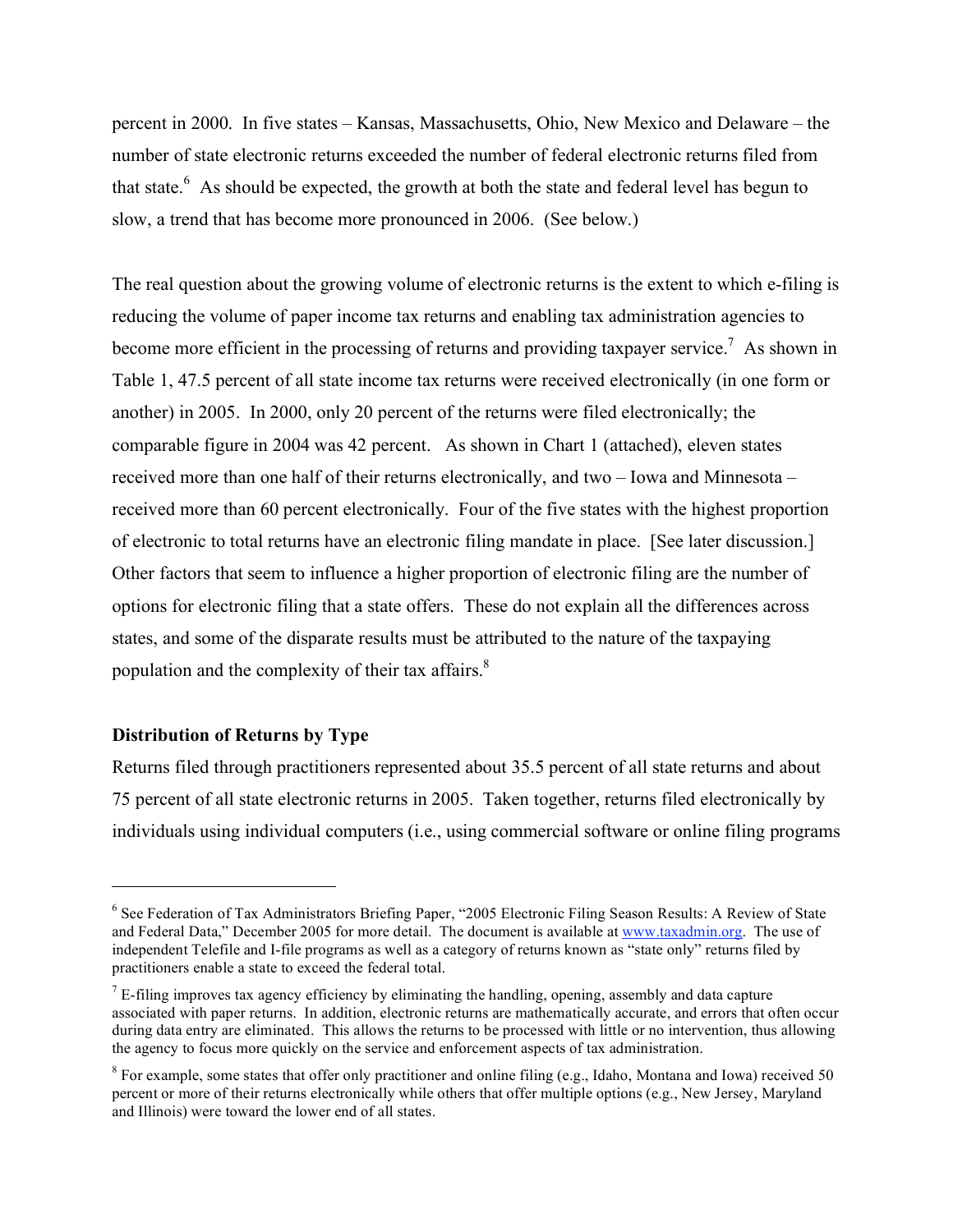percent in 2000. In five states – Kansas, Massachusetts, Ohio, New Mexico and Delaware – the number of state electronic returns exceeded the number of federal electronic returns filed from that state.[6] As should be expected, the growth at both the state and federal level has begun to slow, a trend that has become more pronounced in 2006. (See below.)

The real question about the growing volume of electronic returns is the extent to which e-filing is reducing the volume of paper income tax returns and enabling tax administration agencies to become more efficient in the processing of returns and providing taxpayer service.[7] As shown in Table 1, 47.5 percent of all state income tax returns were received electronically (in one form or another) in 2005. In 2000, only 20 percent of the returns were filed electronically; the comparable figure in 2004 was 42 percent. As shown in Chart 1 (attached), eleven states received more than one half of their returns electronically, and two – Iowa and Minnesota – received more than 60 percent electronically. Four of the five states with the highest proportion of electronic to total returns have an electronic filing mandate in place. [See later discussion.] Other factors that seem to influence a higher proportion of electronic filing are the number of options for electronic filing that a state offers. These do not explain all the differences across states, and some of the disparate results must be attributed to the nature of the taxpaying population and the complexity of their tax affairs.[8]

### Distribution of Returns by Type

Returns filed through practitioners represented about 35.5 percent of all state returns and about 75 percent of all state electronic returns in 2005. Taken together, returns filed electronically by individuals using individual computers (i.e., using commercial software or online filing programs

---

[6] See Federation of Tax Administrators Briefing Paper, "2005 Electronic Filing Season Results: A Review of State and Federal Data," December 2005 for more detail. The document is available at www.taxadmin.org. The use of independent Telefile and I-file programs as well as a category of returns known as "state only" returns filed by practitioners enable a state to exceed the federal total.

[7] E-filing improves tax agency efficiency by eliminating the handling, opening, assembly and data capture associated with paper returns. In addition, electronic returns are mathematically accurate, and errors that often occur during data entry are eliminated. This allows the returns to be processed with little or no intervention, thus allowing the agency to focus more quickly on the service and enforcement aspects of tax administration.

[8] For example, some states that offer only practitioner and online filing (e.g., Idaho, Montana and Iowa) received 50 percent or more of their returns electronically while others that offer multiple options (e.g., New Jersey, Maryland and Illinois) were toward the lower end of all states.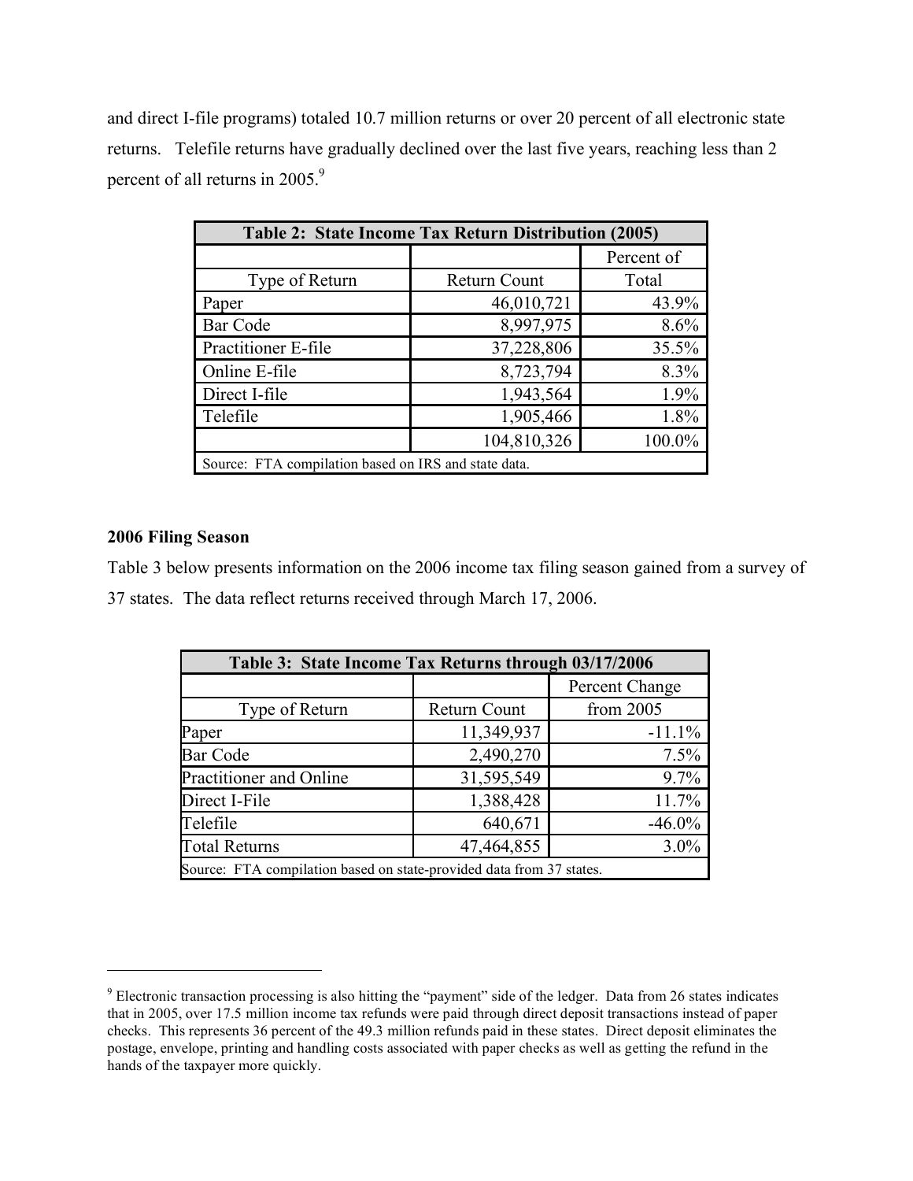and direct I-file programs) totaled 10.7 million returns or over 20 percent of all electronic state returns. Telefile returns have gradually declined over the last five years, reaching less than 2 percent of all returns in 2005.[9]

| Table 2: State Income Tax Return Distribution (2005) | | |
|---|---|---|
| Type of Return | Return Count | Percent of Total |
| Paper | 46,010,721 | 43.9% |
| Bar Code | 8,997,975 | 8.6% |
| Practitioner E-file | 37,228,806 | 35.5% |
| Online E-file | 8,723,794 | 8.3% |
| Direct I-file | 1,943,564 | 1.9% |
| Telefile | 1,905,466 | 1.8% |
| | 104,810,326 | 100.0% |
| Source: FTA compilation based on IRS and state data. | | |

**2006 Filing Season**

Table 3 below presents information on the 2006 income tax filing season gained from a survey of 37 states. The data reflect returns received through March 17, 2006.

| Table 3: State Income Tax Returns through 03/17/2006 | | |
|---|---|---|
| Type of Return | Return Count | Percent Change from 2005 |
| Paper | 11,349,937 | -11.1% |
| Bar Code | 2,490,270 | 7.5% |
| Practitioner and Online | 31,595,549 | 9.7% |
| Direct I-File | 1,388,428 | 11.7% |
| Telefile | 640,671 | -46.0% |
| Total Returns | 47,464,855 | 3.0% |
| Source: FTA compilation based on state-provided data from 37 states. | | |

[9] Electronic transaction processing is also hitting the "payment" side of the ledger. Data from 26 states indicates that in 2005, over 17.5 million income tax refunds were paid through direct deposit transactions instead of paper checks. This represents 36 percent of the 49.3 million refunds paid in these states. Direct deposit eliminates the postage, envelope, printing and handling costs associated with paper checks as well as getting the refund in the hands of the taxpayer more quickly.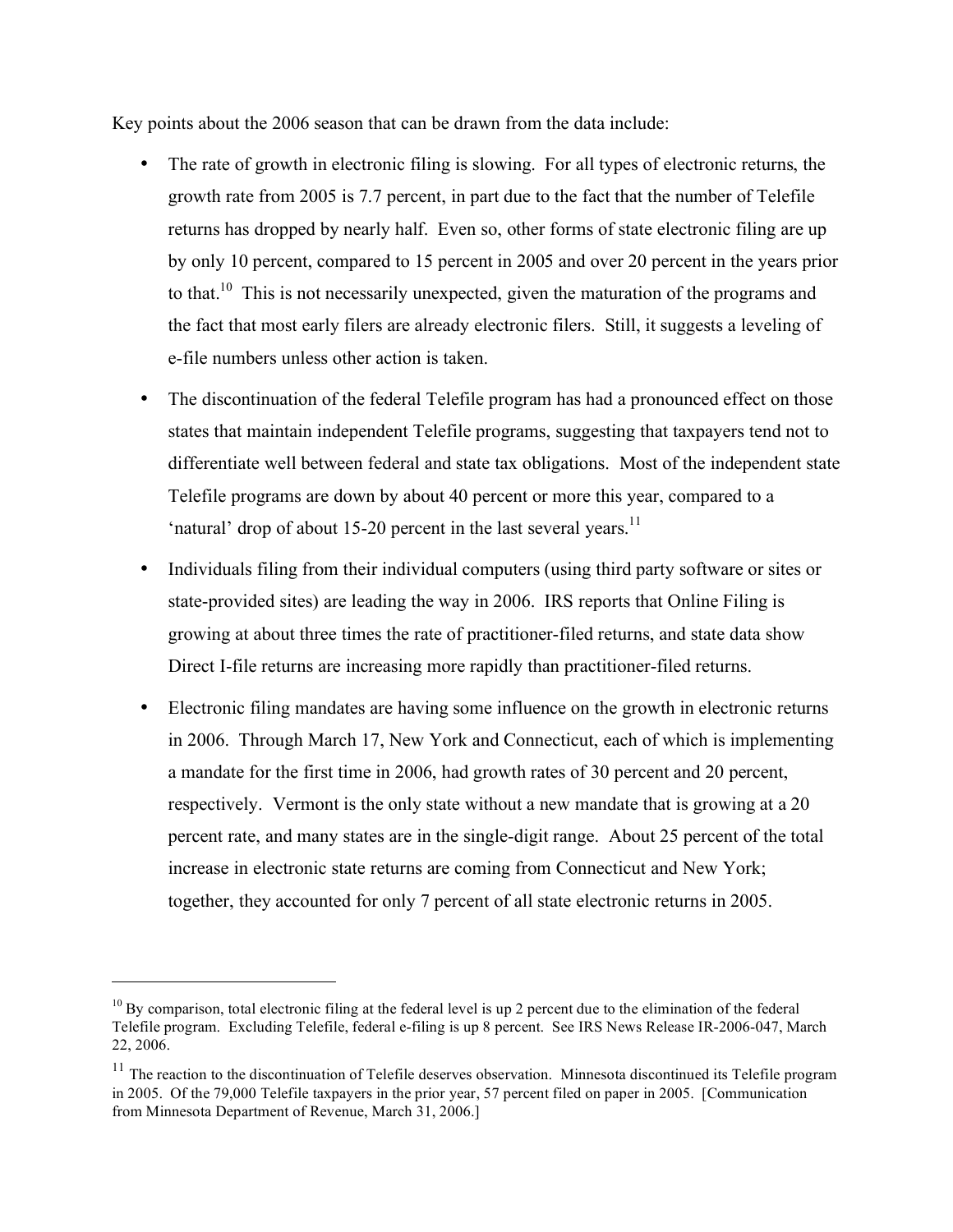Key points about the 2006 season that can be drawn from the data include:

- The rate of growth in electronic filing is slowing. For all types of electronic returns, the growth rate from 2005 is 7.7 percent, in part due to the fact that the number of Telefile returns has dropped by nearly half. Even so, other forms of state electronic filing are up by only 10 percent, compared to 15 percent in 2005 and over 20 percent in the years prior to that.[10] This is not necessarily unexpected, given the maturation of the programs and the fact that most early filers are already electronic filers. Still, it suggests a leveling of e-file numbers unless other action is taken.

- The discontinuation of the federal Telefile program has had a pronounced effect on those states that maintain independent Telefile programs, suggesting that taxpayers tend not to differentiate well between federal and state tax obligations. Most of the independent state Telefile programs are down by about 40 percent or more this year, compared to a 'natural' drop of about 15-20 percent in the last several years.[11]

- Individuals filing from their individual computers (using third party software or sites or state-provided sites) are leading the way in 2006. IRS reports that Online Filing is growing at about three times the rate of practitioner-filed returns, and state data show Direct I-file returns are increasing more rapidly than practitioner-filed returns.

- Electronic filing mandates are having some influence on the growth in electronic returns in 2006. Through March 17, New York and Connecticut, each of which is implementing a mandate for the first time in 2006, had growth rates of 30 percent and 20 percent, respectively. Vermont is the only state without a new mandate that is growing at a 20 percent rate, and many states are in the single-digit range. About 25 percent of the total increase in electronic state returns are coming from Connecticut and New York; together, they accounted for only 7 percent of all state electronic returns in 2005.

---

[10] By comparison, total electronic filing at the federal level is up 2 percent due to the elimination of the federal Telefile program. Excluding Telefile, federal e-filing is up 8 percent. See IRS News Release IR-2006-047, March 22, 2006.

[11] The reaction to the discontinuation of Telefile deserves observation. Minnesota discontinued its Telefile program in 2005. Of the 79,000 Telefile taxpayers in the prior year, 57 percent filed on paper in 2005. [Communication from Minnesota Department of Revenue, March 31, 2006.]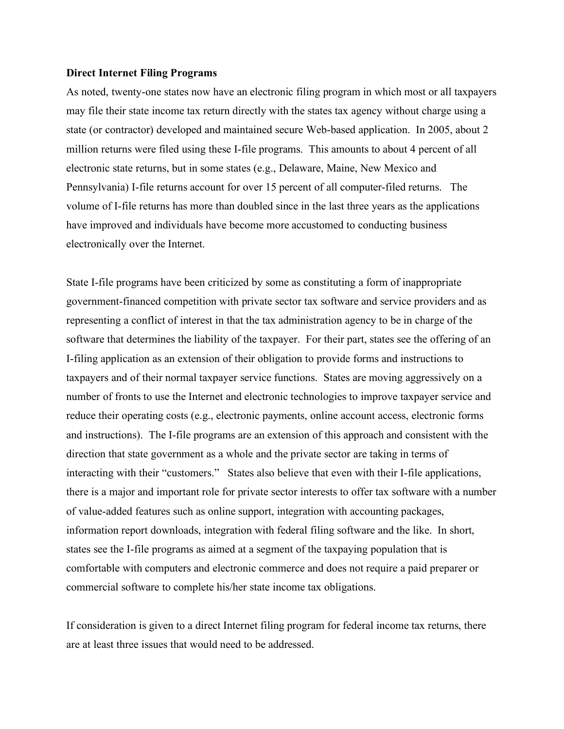**Direct Internet Filing Programs**

As noted, twenty-one states now have an electronic filing program in which most or all taxpayers may file their state income tax return directly with the states tax agency without charge using a state (or contractor) developed and maintained secure Web-based application. In 2005, about 2 million returns were filed using these I-file programs. This amounts to about 4 percent of all electronic state returns, but in some states (e.g., Delaware, Maine, New Mexico and Pennsylvania) I-file returns account for over 15 percent of all computer-filed returns. The volume of I-file returns has more than doubled since in the last three years as the applications have improved and individuals have become more accustomed to conducting business electronically over the Internet.

State I-file programs have been criticized by some as constituting a form of inappropriate government-financed competition with private sector tax software and service providers and as representing a conflict of interest in that the tax administration agency to be in charge of the software that determines the liability of the taxpayer. For their part, states see the offering of an I-filing application as an extension of their obligation to provide forms and instructions to taxpayers and of their normal taxpayer service functions. States are moving aggressively on a number of fronts to use the Internet and electronic technologies to improve taxpayer service and reduce their operating costs (e.g., electronic payments, online account access, electronic forms and instructions). The I-file programs are an extension of this approach and consistent with the direction that state government as a whole and the private sector are taking in terms of interacting with their "customers." States also believe that even with their I-file applications, there is a major and important role for private sector interests to offer tax software with a number of value-added features such as online support, integration with accounting packages, information report downloads, integration with federal filing software and the like. In short, states see the I-file programs as aimed at a segment of the taxpaying population that is comfortable with computers and electronic commerce and does not require a paid preparer or commercial software to complete his/her state income tax obligations.

If consideration is given to a direct Internet filing program for federal income tax returns, there are at least three issues that would need to be addressed.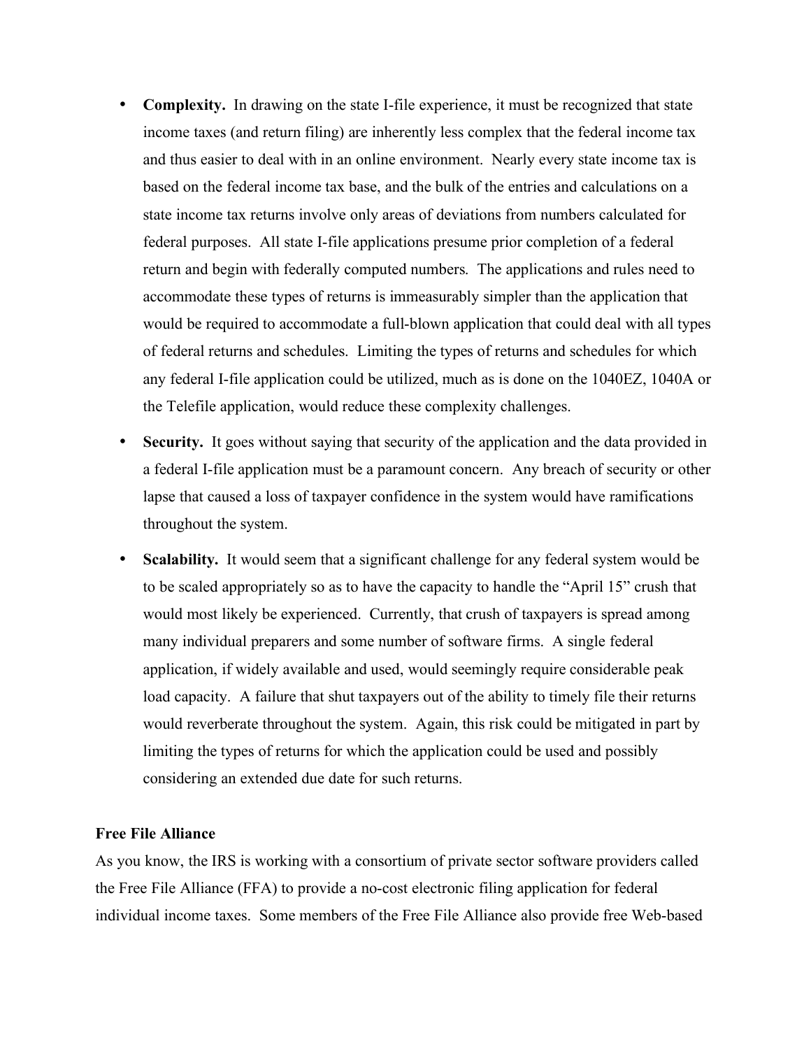- **Complexity.** In drawing on the state I-file experience, it must be recognized that state income taxes (and return filing) are inherently less complex that the federal income tax and thus easier to deal with in an online environment. Nearly every state income tax is based on the federal income tax base, and the bulk of the entries and calculations on a state income tax returns involve only areas of deviations from numbers calculated for federal purposes. All state I-file applications presume prior completion of a federal return and begin with federally computed numbers. The applications and rules need to accommodate these types of returns is immeasurably simpler than the application that would be required to accommodate a full-blown application that could deal with all types of federal returns and schedules. Limiting the types of returns and schedules for which any federal I-file application could be utilized, much as is done on the 1040EZ, 1040A or the Telefile application, would reduce these complexity challenges.

- **Security.** It goes without saying that security of the application and the data provided in a federal I-file application must be a paramount concern. Any breach of security or other lapse that caused a loss of taxpayer confidence in the system would have ramifications throughout the system.

- **Scalability.** It would seem that a significant challenge for any federal system would be to be scaled appropriately so as to have the capacity to handle the "April 15" crush that would most likely be experienced. Currently, that crush of taxpayers is spread among many individual preparers and some number of software firms. A single federal application, if widely available and used, would seemingly require considerable peak load capacity. A failure that shut taxpayers out of the ability to timely file their returns would reverberate throughout the system. Again, this risk could be mitigated in part by limiting the types of returns for which the application could be used and possibly considering an extended due date for such returns.

**Free File Alliance**

As you know, the IRS is working with a consortium of private sector software providers called the Free File Alliance (FFA) to provide a no-cost electronic filing application for federal individual income taxes. Some members of the Free File Alliance also provide free Web-based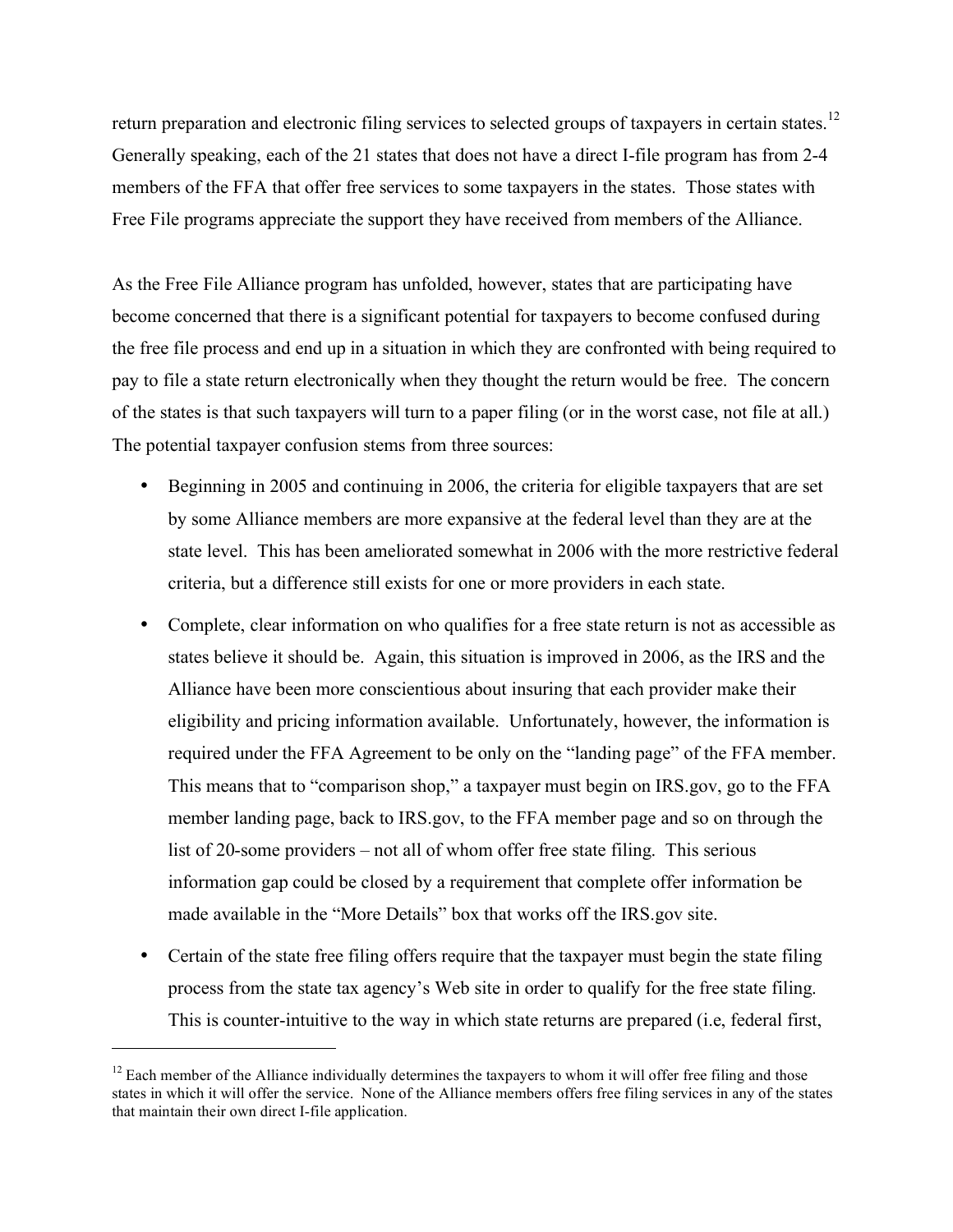return preparation and electronic filing services to selected groups of taxpayers in certain states.[12] Generally speaking, each of the 21 states that does not have a direct I-file program has from 2-4 members of the FFA that offer free services to some taxpayers in the states. Those states with Free File programs appreciate the support they have received from members of the Alliance.

As the Free File Alliance program has unfolded, however, states that are participating have become concerned that there is a significant potential for taxpayers to become confused during the free file process and end up in a situation in which they are confronted with being required to pay to file a state return electronically when they thought the return would be free. The concern of the states is that such taxpayers will turn to a paper filing (or in the worst case, not file at all.) The potential taxpayer confusion stems from three sources:

- Beginning in 2005 and continuing in 2006, the criteria for eligible taxpayers that are set by some Alliance members are more expansive at the federal level than they are at the state level. This has been ameliorated somewhat in 2006 with the more restrictive federal criteria, but a difference still exists for one or more providers in each state.
- Complete, clear information on who qualifies for a free state return is not as accessible as states believe it should be. Again, this situation is improved in 2006, as the IRS and the Alliance have been more conscientious about insuring that each provider make their eligibility and pricing information available. Unfortunately, however, the information is required under the FFA Agreement to be only on the "landing page" of the FFA member. This means that to "comparison shop," a taxpayer must begin on IRS.gov, go to the FFA member landing page, back to IRS.gov, to the FFA member page and so on through the list of 20-some providers – not all of whom offer free state filing. This serious information gap could be closed by a requirement that complete offer information be made available in the "More Details" box that works off the IRS.gov site.
- Certain of the state free filing offers require that the taxpayer must begin the state filing process from the state tax agency's Web site in order to qualify for the free state filing. This is counter-intuitive to the way in which state returns are prepared (i.e, federal first,

[12] Each member of the Alliance individually determines the taxpayers to whom it will offer free filing and those states in which it will offer the service. None of the Alliance members offers free filing services in any of the states that maintain their own direct I-file application.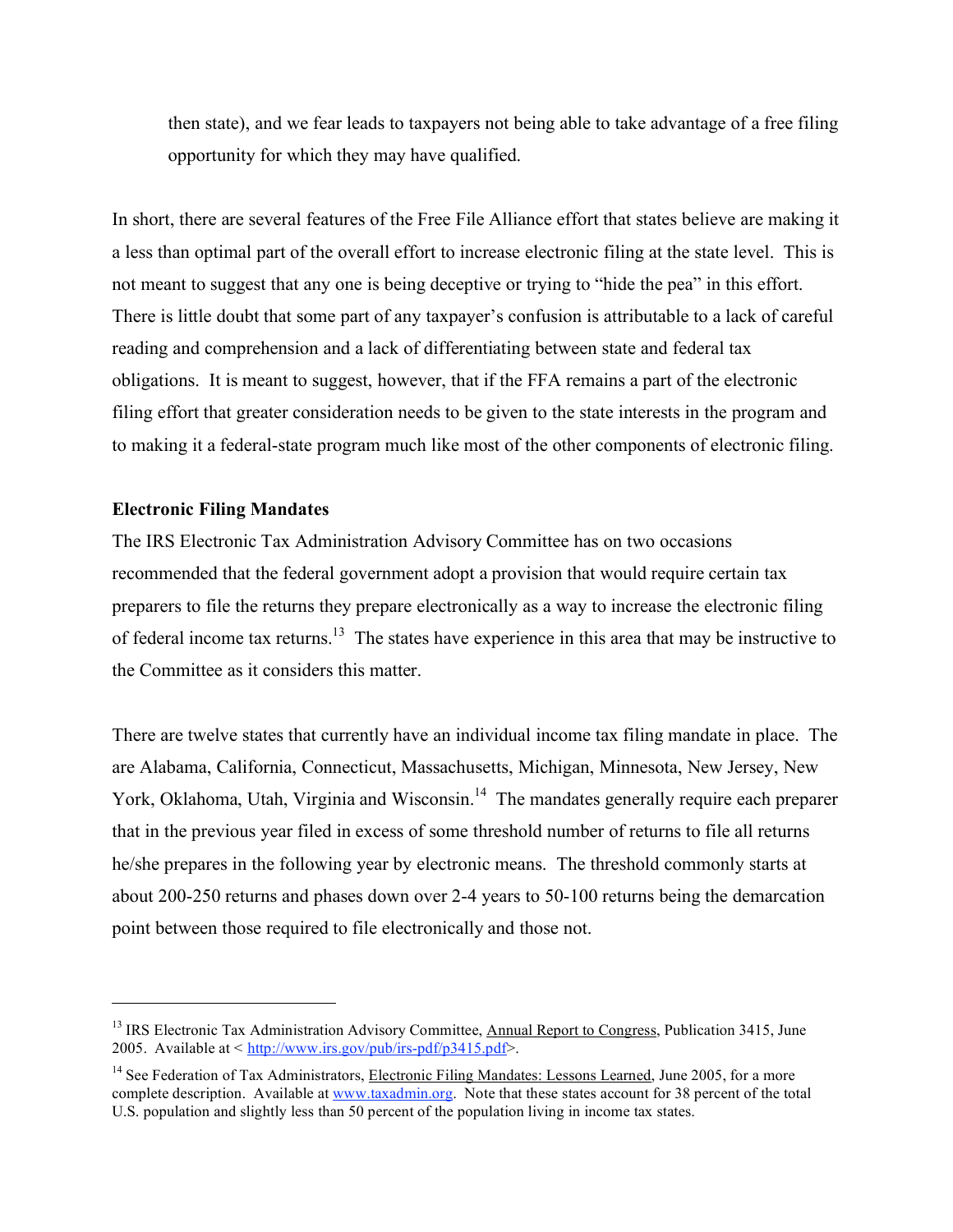then state), and we fear leads to taxpayers not being able to take advantage of a free filing opportunity for which they may have qualified.

In short, there are several features of the Free File Alliance effort that states believe are making it a less than optimal part of the overall effort to increase electronic filing at the state level. This is not meant to suggest that any one is being deceptive or trying to "hide the pea" in this effort. There is little doubt that some part of any taxpayer's confusion is attributable to a lack of careful reading and comprehension and a lack of differentiating between state and federal tax obligations. It is meant to suggest, however, that if the FFA remains a part of the electronic filing effort that greater consideration needs to be given to the state interests in the program and to making it a federal-state program much like most of the other components of electronic filing.

**Electronic Filing Mandates**

The IRS Electronic Tax Administration Advisory Committee has on two occasions recommended that the federal government adopt a provision that would require certain tax preparers to file the returns they prepare electronically as a way to increase the electronic filing of federal income tax returns.[13] The states have experience in this area that may be instructive to the Committee as it considers this matter.

There are twelve states that currently have an individual income tax filing mandate in place. The are Alabama, California, Connecticut, Massachusetts, Michigan, Minnesota, New Jersey, New York, Oklahoma, Utah, Virginia and Wisconsin.[14] The mandates generally require each preparer that in the previous year filed in excess of some threshold number of returns to file all returns he/she prepares in the following year by electronic means. The threshold commonly starts at about 200-250 returns and phases down over 2-4 years to 50-100 returns being the demarcation point between those required to file electronically and those not.

---

[13] IRS Electronic Tax Administration Advisory Committee, Annual Report to Congress, Publication 3415, June 2005. Available at < http://www.irs.gov/pub/irs-pdf/p3415.pdf>.

[14] See Federation of Tax Administrators, Electronic Filing Mandates: Lessons Learned, June 2005, for a more complete description. Available at www.taxadmin.org. Note that these states account for 38 percent of the total U.S. population and slightly less than 50 percent of the population living in income tax states.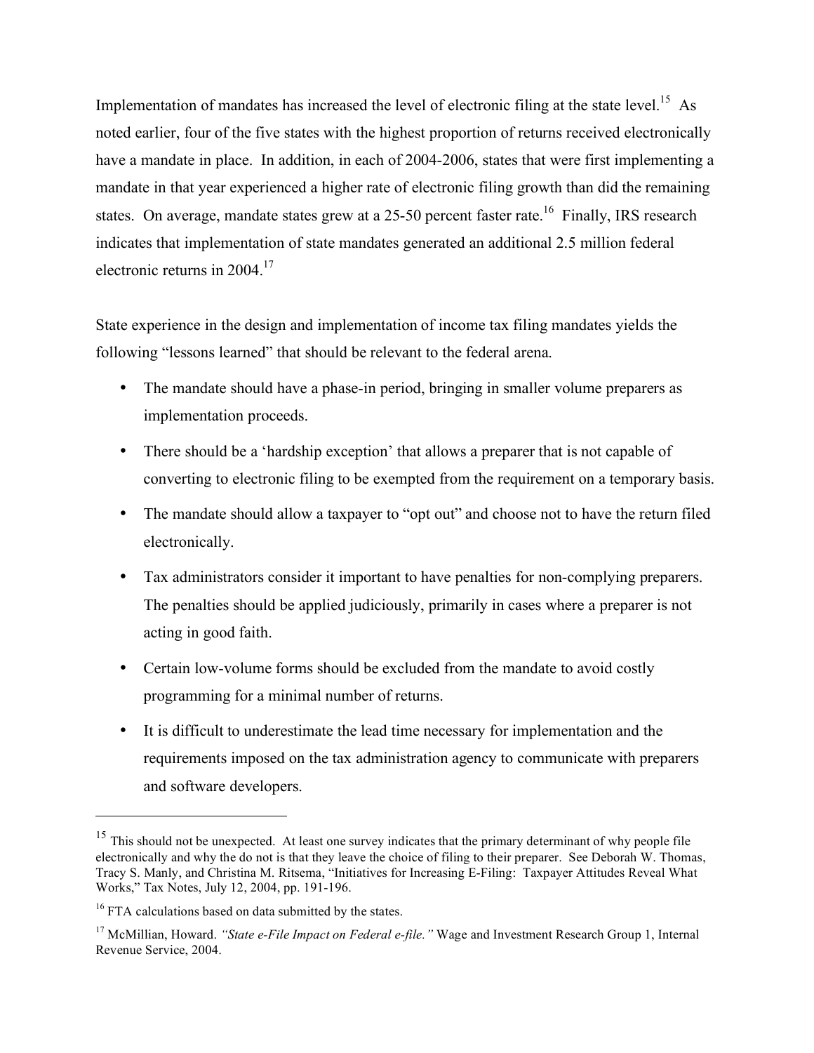Implementation of mandates has increased the level of electronic filing at the state level.[15] As noted earlier, four of the five states with the highest proportion of returns received electronically have a mandate in place. In addition, in each of 2004-2006, states that were first implementing a mandate in that year experienced a higher rate of electronic filing growth than did the remaining states. On average, mandate states grew at a 25-50 percent faster rate.[16] Finally, IRS research indicates that implementation of state mandates generated an additional 2.5 million federal electronic returns in 2004.[17]

State experience in the design and implementation of income tax filing mandates yields the following "lessons learned" that should be relevant to the federal arena.

- The mandate should have a phase-in period, bringing in smaller volume preparers as implementation proceeds.
- There should be a 'hardship exception' that allows a preparer that is not capable of converting to electronic filing to be exempted from the requirement on a temporary basis.
- The mandate should allow a taxpayer to "opt out" and choose not to have the return filed electronically.
- Tax administrators consider it important to have penalties for non-complying preparers. The penalties should be applied judiciously, primarily in cases where a preparer is not acting in good faith.
- Certain low-volume forms should be excluded from the mandate to avoid costly programming for a minimal number of returns.
- It is difficult to underestimate the lead time necessary for implementation and the requirements imposed on the tax administration agency to communicate with preparers and software developers.

---

[15] This should not be unexpected. At least one survey indicates that the primary determinant of why people file electronically and why the do not is that they leave the choice of filing to their preparer. See Deborah W. Thomas, Tracy S. Manly, and Christina M. Ritsema, "Initiatives for Increasing E-Filing: Taxpayer Attitudes Reveal What Works," Tax Notes, July 12, 2004, pp. 191-196.

[16] FTA calculations based on data submitted by the states.

[17] McMillian, Howard. *"State e-File Impact on Federal e-file."* Wage and Investment Research Group 1, Internal Revenue Service, 2004.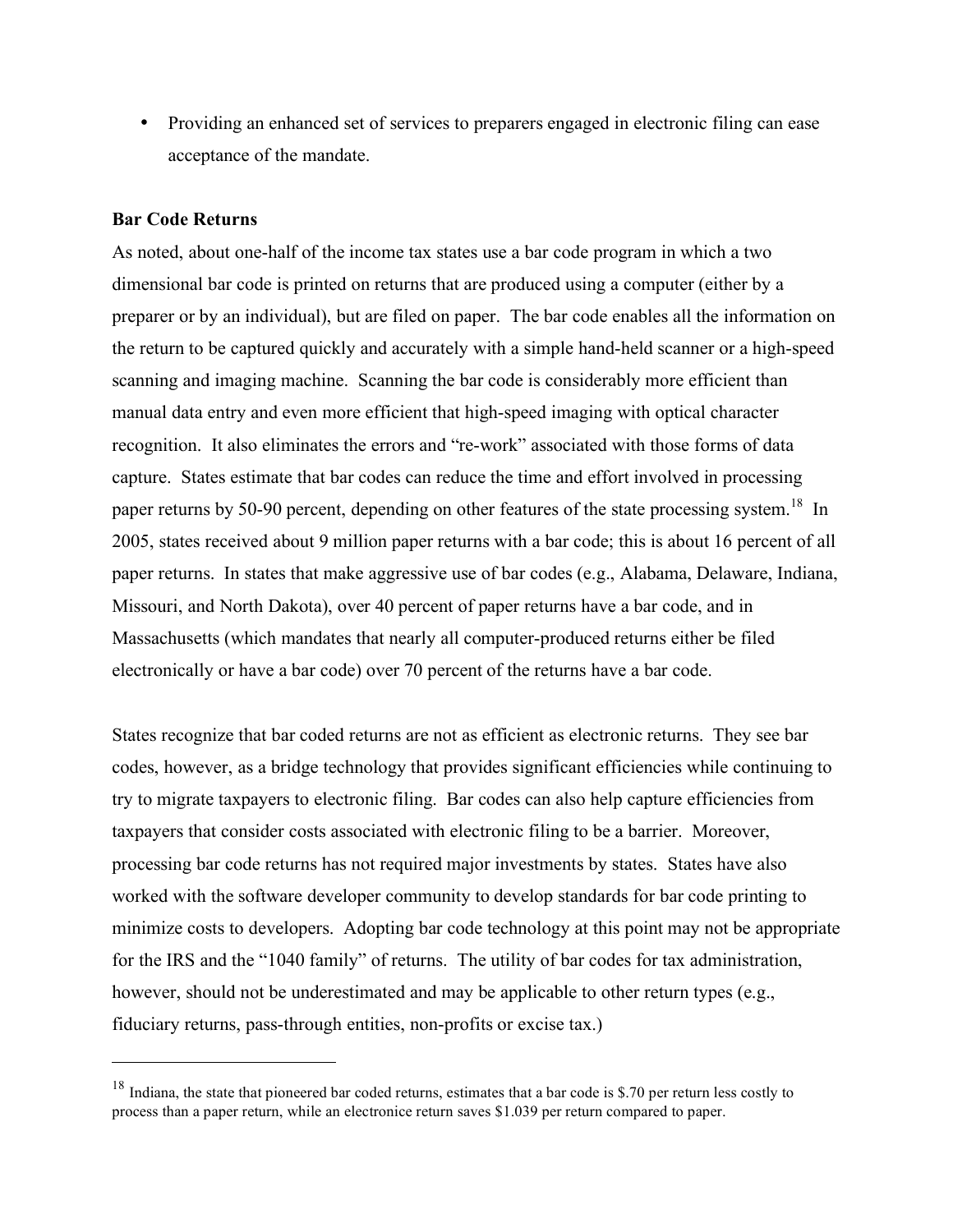- Providing an enhanced set of services to preparers engaged in electronic filing can ease acceptance of the mandate.

**Bar Code Returns**

As noted, about one-half of the income tax states use a bar code program in which a two dimensional bar code is printed on returns that are produced using a computer (either by a preparer or by an individual), but are filed on paper. The bar code enables all the information on the return to be captured quickly and accurately with a simple hand-held scanner or a high-speed scanning and imaging machine. Scanning the bar code is considerably more efficient than manual data entry and even more efficient that high-speed imaging with optical character recognition. It also eliminates the errors and "re-work" associated with those forms of data capture. States estimate that bar codes can reduce the time and effort involved in processing paper returns by 50-90 percent, depending on other features of the state processing system.[18] In 2005, states received about 9 million paper returns with a bar code; this is about 16 percent of all paper returns. In states that make aggressive use of bar codes (e.g., Alabama, Delaware, Indiana, Missouri, and North Dakota), over 40 percent of paper returns have a bar code, and in Massachusetts (which mandates that nearly all computer-produced returns either be filed electronically or have a bar code) over 70 percent of the returns have a bar code.

States recognize that bar coded returns are not as efficient as electronic returns. They see bar codes, however, as a bridge technology that provides significant efficiencies while continuing to try to migrate taxpayers to electronic filing. Bar codes can also help capture efficiencies from taxpayers that consider costs associated with electronic filing to be a barrier. Moreover, processing bar code returns has not required major investments by states. States have also worked with the software developer community to develop standards for bar code printing to minimize costs to developers. Adopting bar code technology at this point may not be appropriate for the IRS and the "1040 family" of returns. The utility of bar codes for tax administration, however, should not be underestimated and may be applicable to other return types (e.g., fiduciary returns, pass-through entities, non-profits or excise tax.)

---

[18] Indiana, the state that pioneered bar coded returns, estimates that a bar code is $.70 per return less costly to process than a paper return, while an electronice return saves $1.039 per return compared to paper.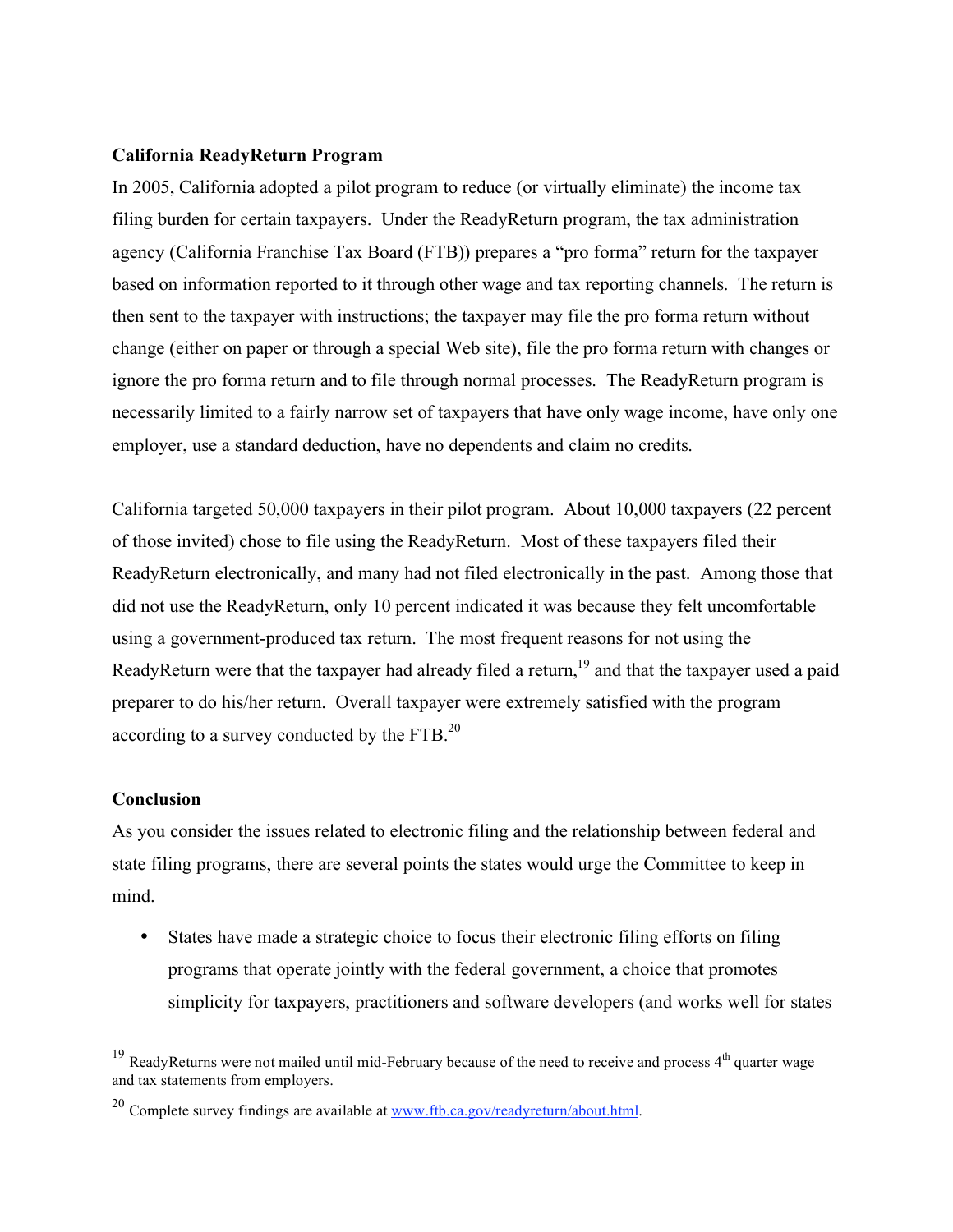**California ReadyReturn Program**

In 2005, California adopted a pilot program to reduce (or virtually eliminate) the income tax filing burden for certain taxpayers. Under the ReadyReturn program, the tax administration agency (California Franchise Tax Board (FTB)) prepares a "pro forma" return for the taxpayer based on information reported to it through other wage and tax reporting channels. The return is then sent to the taxpayer with instructions; the taxpayer may file the pro forma return without change (either on paper or through a special Web site), file the pro forma return with changes or ignore the pro forma return and to file through normal processes. The ReadyReturn program is necessarily limited to a fairly narrow set of taxpayers that have only wage income, have only one employer, use a standard deduction, have no dependents and claim no credits.

California targeted 50,000 taxpayers in their pilot program. About 10,000 taxpayers (22 percent of those invited) chose to file using the ReadyReturn. Most of these taxpayers filed their ReadyReturn electronically, and many had not filed electronically in the past. Among those that did not use the ReadyReturn, only 10 percent indicated it was because they felt uncomfortable using a government-produced tax return. The most frequent reasons for not using the ReadyReturn were that the taxpayer had already filed a return,[19] and that the taxpayer used a paid preparer to do his/her return. Overall taxpayer were extremely satisfied with the program according to a survey conducted by the FTB.[20]

**Conclusion**

As you consider the issues related to electronic filing and the relationship between federal and state filing programs, there are several points the states would urge the Committee to keep in mind.

- States have made a strategic choice to focus their electronic filing efforts on filing programs that operate jointly with the federal government, a choice that promotes simplicity for taxpayers, practitioners and software developers (and works well for states

---

[19] ReadyReturns were not mailed until mid-February because of the need to receive and process 4th quarter wage and tax statements from employers.

[20] Complete survey findings are available at www.ftb.ca.gov/readyreturn/about.html.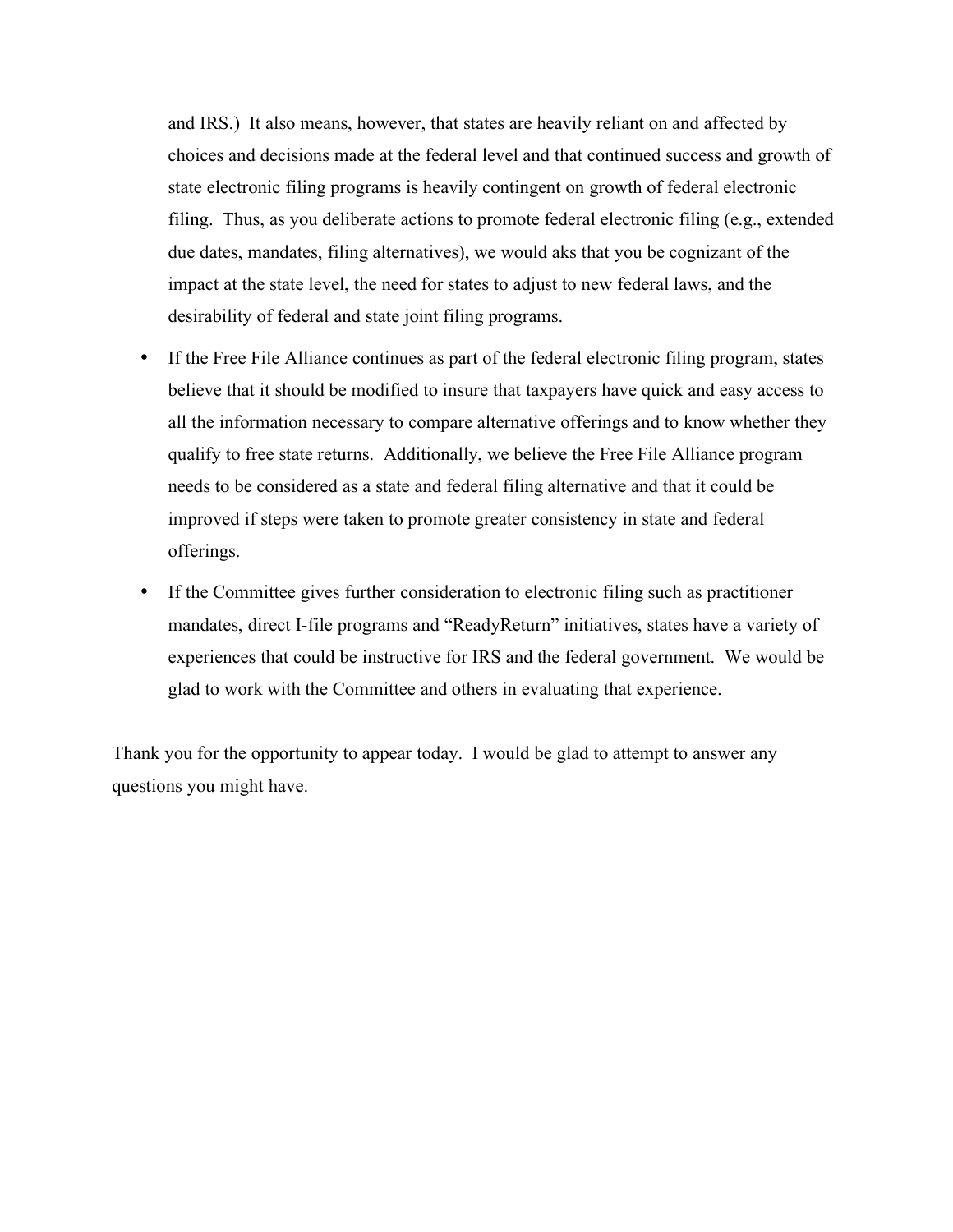and IRS.) It also means, however, that states are heavily reliant on and affected by choices and decisions made at the federal level and that continued success and growth of state electronic filing programs is heavily contingent on growth of federal electronic filing. Thus, as you deliberate actions to promote federal electronic filing (e.g., extended due dates, mandates, filing alternatives), we would aks that you be cognizant of the impact at the state level, the need for states to adjust to new federal laws, and the desirability of federal and state joint filing programs.

- If the Free File Alliance continues as part of the federal electronic filing program, states believe that it should be modified to insure that taxpayers have quick and easy access to all the information necessary to compare alternative offerings and to know whether they qualify to free state returns. Additionally, we believe the Free File Alliance program needs to be considered as a state and federal filing alternative and that it could be improved if steps were taken to promote greater consistency in state and federal offerings.
- If the Committee gives further consideration to electronic filing such as practitioner mandates, direct I-file programs and "ReadyReturn" initiatives, states have a variety of experiences that could be instructive for IRS and the federal government. We would be glad to work with the Committee and others in evaluating that experience.

Thank you for the opportunity to appear today. I would be glad to attempt to answer any questions you might have.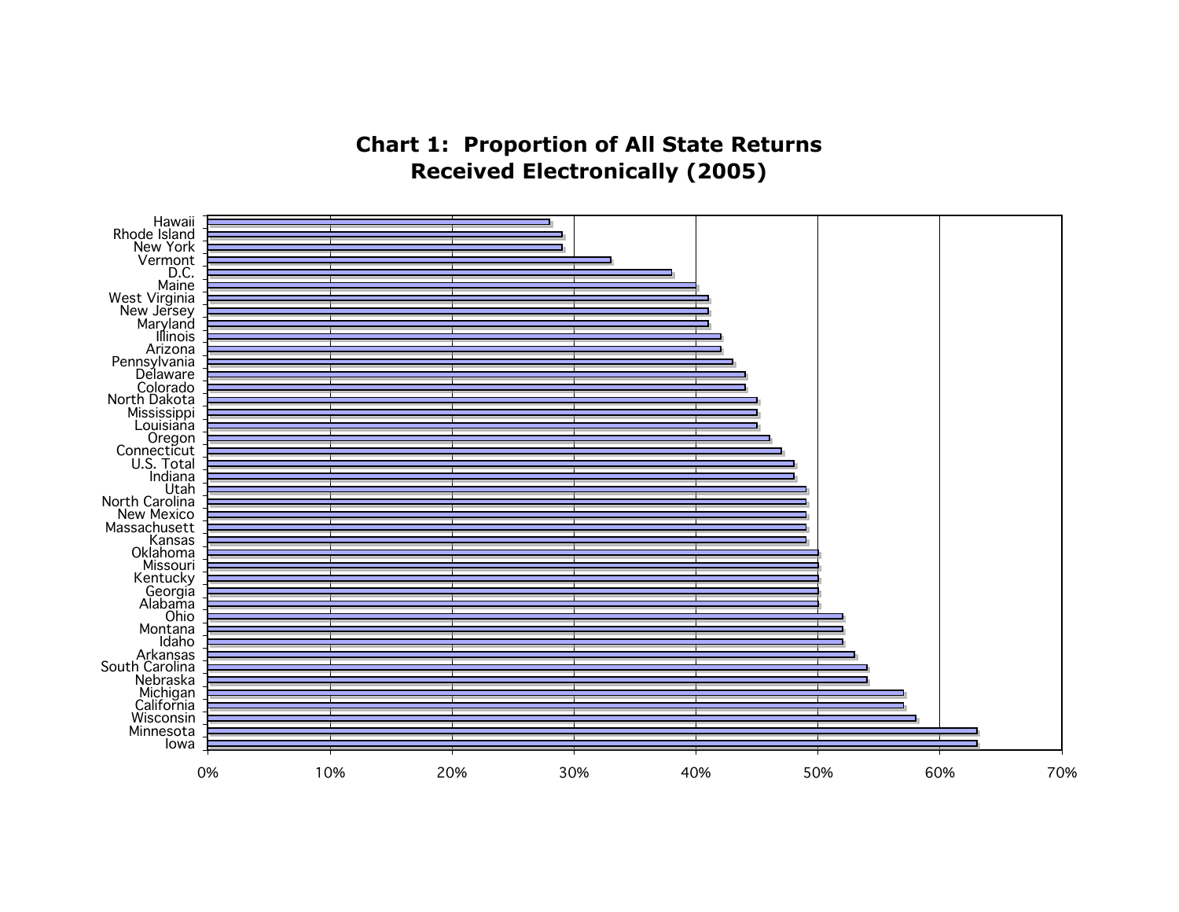**Chart 1: Proportion of All State Returns Received Electronically (2005)**

Hawaii
Rhode Island
New York
Vermont
D.C.
Maine
West Virginia
New Jersey
Maryland
Illinois
Arizona
Pennsylvania
Delaware
Colorado
North Dakota
Mississippi
Louisiana
Oregon
Connecticut
U.S. Total
Indiana
Utah
North Carolina
New Mexico
Massachusett
Kansas
Oklahoma
Missouri
Kentucky
Georgia
Alabama
Ohio
Montana
Idaho
Arkansas
South Carolina
Nebraska
Michigan
California
Wisconsin
Minnesota
Iowa

0% 10% 20% 30% 40% 50% 60% 70%